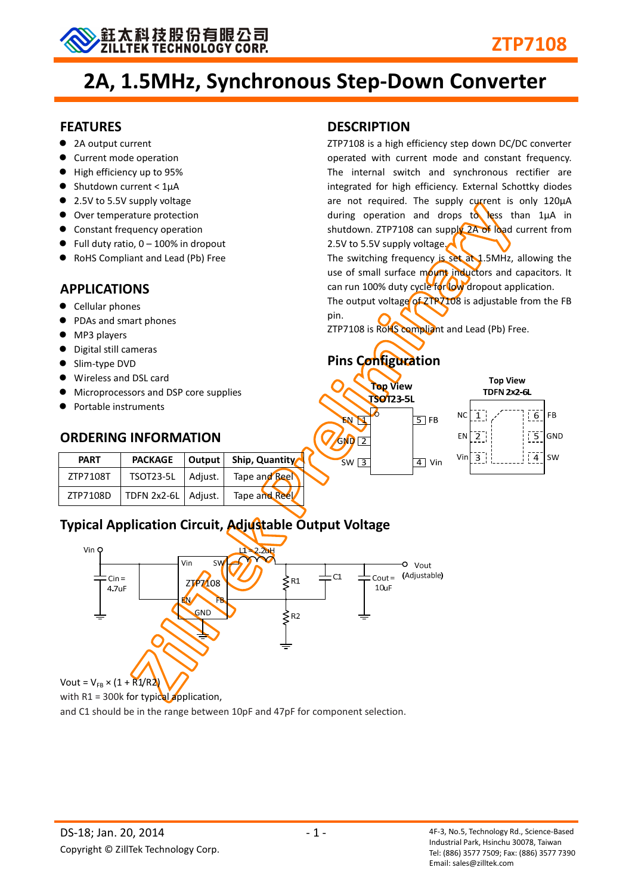ZTP7108

# 2A, 1.5MHz, Synchronous Step-Down Converter

## FEATURES

- 2A output current
- Current mode operation
- High efficiency up to 95%
- Shutdown current < 1μA
- 2.5V to 5.5V supply voltage
- Over temperature protection
- Constant frequency operation
- Full duty ratio, 0 – 100% in dropout
- RoHS Compliant and Lead (Pb) Free

## APPLICATIONS

- Cellular phones
- PDAs and smart phones
- MP3 players
- Digital still cameras
- Slim-type DVD
- Wireless and DSL card
- Microprocessors and DSP core supplies
- Portable instruments

## ORDERING INFORMATION

| PART | PACKAGE | Output | Ship, Quantity |
|---|---|---|---|
| ZTP7108T | TSOT23-5L | Adjust. | Tape and Reel |
| ZTP7108D | TDFN 2x2-6L | Adjust. | Tape and Reel |

## DESCRIPTION

ZTP7108 is a high efficiency step down DC/DC converter operated with current mode and constant frequency. The internal switch and synchronous rectifier are integrated for high efficiency. External Schottky diodes are not required. The supply current is only 120μA during operation and drops to less than 1μA in shutdown. ZTP7108 can supply 2A of load current from 2.5V to 5.5V supply voltage.

The switching frequency is set at 1.5MHz, allowing the use of small surface mount inductors and capacitors. It can run 100% duty cycle for low dropout application.

The output voltage of ZTP7108 is adjustable from the FB pin.

ZTP7108 is RoHS compliant and Lead (Pb) Free.

## Pins Configuration

Top View
TSOT23-5L

EN 1
GND 2
SW 3
5 FB
4 Vin

Top View
TDFN 2x2-6L

NC 1
EN 2
Vin 3
6 FB
5 GND
4 SW

## Typical Application Circuit, Adjustable Output Voltage

Vin
Cin = 4.7uF
Vin
SW
ZTP7108
EN
FB
GND
L1 = 2.2uH
R1
R2
C1
Cout = 10uF
Vout (Adjustable)

$V_{out} = V_{FB} \times (1 + R1/R2)$

with R1 = 300k for typical application,

and C1 should be in the range between 10pF and 47pF for component selection.

DS-18; Jan. 20, 2014
Copyright © ZillTek Technology Corp.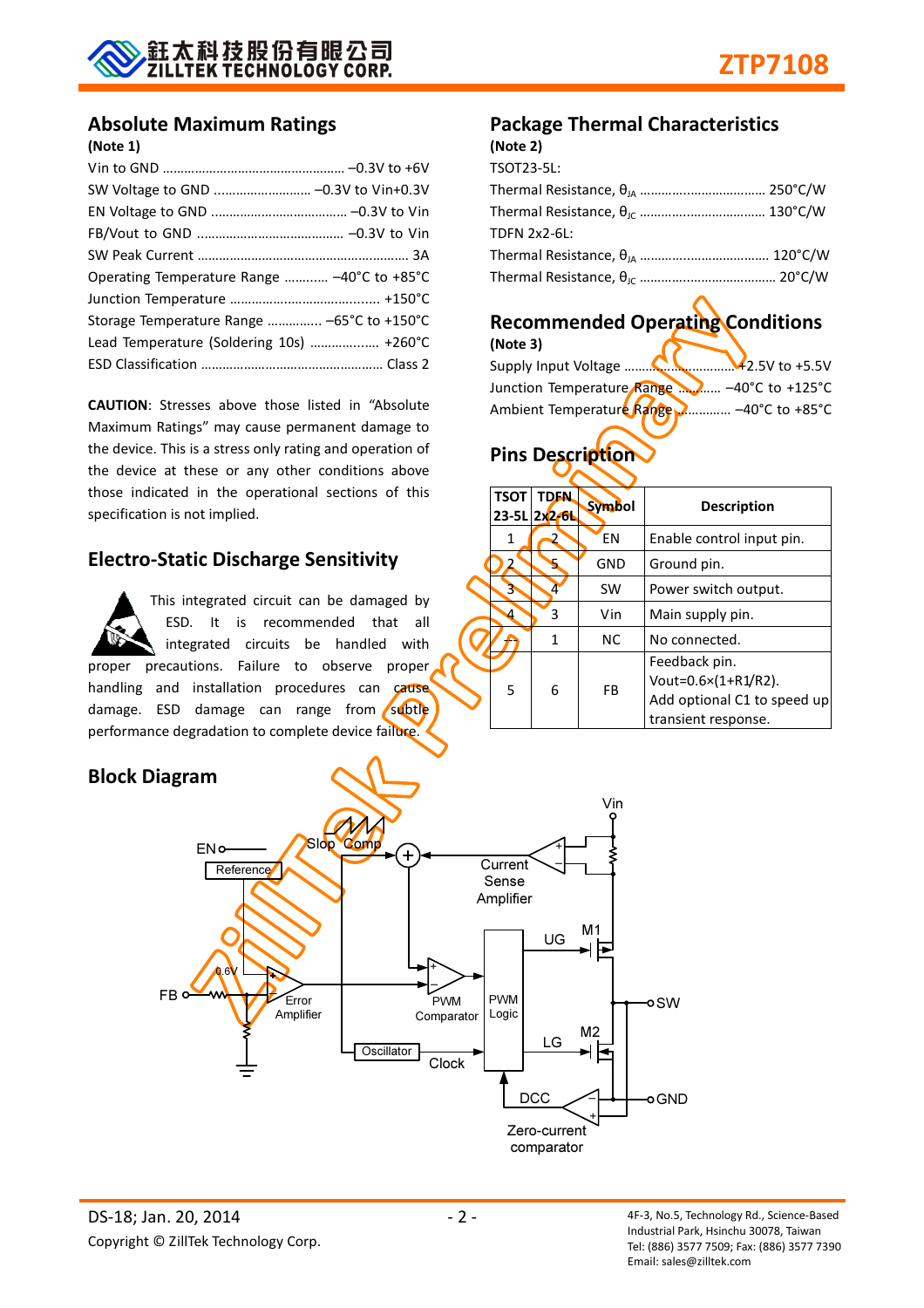## Absolute Maximum Ratings

**(Note 1)**

Vin to GND .................................................. –0.3V to +6V
SW Voltage to GND .......................... –0.3V to Vin+0.3V
EN Voltage to GND ..................................... –0.3V to Vin
FB/Vout to GND ......................................... –0.3V to Vin
SW Peak Current ........................................................ 3A
Operating Temperature Range ........... –40°C to +85°C
Junction Temperature ........................................ +150°C
Storage Temperature Range .............. –65°C to +150°C
Lead Temperature (Soldering 10s) .................. +260°C
ESD Classification ................................................. Class 2

**CAUTION**: Stresses above those listed in "Absolute Maximum Ratings" may cause permanent damage to the device. This is a stress only rating and operation of the device at these or any other conditions above those indicated in the operational sections of this specification is not implied.

## Electro-Static Discharge Sensitivity

This integrated circuit can be damaged by ESD. It is recommended that all integrated circuits be handled with proper precautions. Failure to observe proper handling and installation procedures can cause damage. ESD damage can range from subtle performance degradation to complete device failure.

## Package Thermal Characteristics

**(Note 2)**

TSOT23-5L:
Thermal Resistance, $\theta_{JA}$ .................................. 250°C/W
Thermal Resistance, $\theta_{JC}$ .................................. 130°C/W
TDFN 2x2-6L:
Thermal Resistance, $\theta_{JA}$ .................................. 120°C/W
Thermal Resistance, $\theta_{JC}$ .................................... 20°C/W

## Recommended Operating Conditions

**(Note 3)**

Supply Input Voltage ............................... +2.5V to +5.5V
Junction Temperature Range ........... –40°C to +125°C
Ambient Temperature Range ............. –40°C to +85°C

## Pins Description

| TSOT 23-5L | TDFN 2x2-6L | Symbol | Description |
|---|---|---|---|
| 1 | 2 | EN | Enable control input pin. |
| 2 | 5 | GND | Ground pin. |
| 3 | 4 | SW | Power switch output. |
| 4 | 3 | Vin | Main supply pin. |
| -- | 1 | NC | No connected. |
| 5 | 6 | FB | Feedback pin. Vout=0.6×(1+R1/R2). Add optional C1 to speed up transient response. |

## Block Diagram

Vin
EN
Reference
Slop Comp
Current Sense Amplifier
0.6V
FB
Error Amplifier
PWM Comparator
PWM Logic
UG
M1
SW
LG
M2
Oscillator
Clock
DCC
GND
Zero-current comparator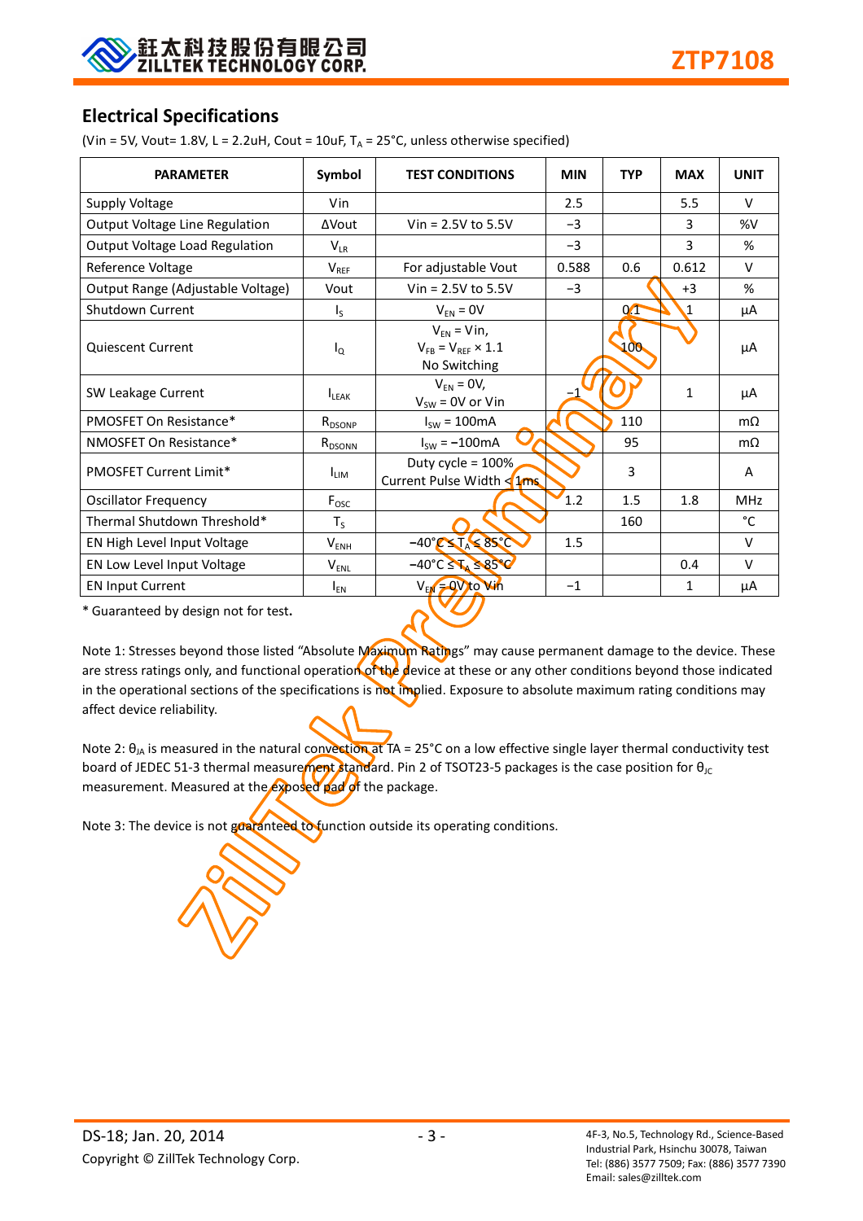## Electrical Specifications

(Vin = 5V, Vout= 1.8V, L = 2.2uH, Cout = 10uF, $T_A$ = 25°C, unless otherwise specified)

| PARAMETER | Symbol | TEST CONDITIONS | MIN | TYP | MAX | UNIT |
|---|---|---|---|---|---|---|
| Supply Voltage | Vin | | 2.5 | | 5.5 | V |
| Output Voltage Line Regulation | ΔVout | Vin = 2.5V to 5.5V | −3 | | 3 | %V |
| Output Voltage Load Regulation | $V_{LR}$ | | −3 | | 3 | % |
| Reference Voltage | $V_{REF}$ | For adjustable Vout | 0.588 | 0.6 | 0.612 | V |
| Output Range (Adjustable Voltage) | Vout | Vin = 2.5V to 5.5V | −3 | | +3 | % |
| Shutdown Current | $I_S$ | $V_{EN}$ = 0V | | 0.1 | 1 | μA |
| Quiescent Current | $I_Q$ | $V_{EN}$ = Vin, $V_{FB} = V_{REF} \times 1.1$ No Switching | | 100 | | μA |
| SW Leakage Current | $I_{LEAK}$ | $V_{EN}$ = 0V, $V_{SW}$ = 0V or Vin | −1 | | 1 | μA |
| PMOSFET On Resistance* | $R_{DSONP}$ | $I_{SW}$ = 100mA | | 110 | | mΩ |
| NMOSFET On Resistance* | $R_{DSONN}$ | $I_{SW}$ = −100mA | | 95 | | mΩ |
| PMOSFET Current Limit* | $I_{LIM}$ | Duty cycle = 100% Current Pulse Width < 1ms | | 3 | | A |
| Oscillator Frequency | $F_{OSC}$ | | 1.2 | 1.5 | 1.8 | MHz |
| Thermal Shutdown Threshold* | $T_S$ | | | 160 | | °C |
| EN High Level Input Voltage | $V_{ENH}$ | $-40°C \le T_A \le 85°C$ | 1.5 | | | V |
| EN Low Level Input Voltage | $V_{ENL}$ | $-40°C \le T_A \le 85°C$ | | | 0.4 | V |
| EN Input Current | $I_{EN}$ | $V_{EN}$ = 0V to Vin | −1 | | 1 | μA |

* Guaranteed by design not for test.

Note 1: Stresses beyond those listed "Absolute Maximum Ratings" may cause permanent damage to the device. These are stress ratings only, and functional operation of the device at these or any other conditions beyond those indicated in the operational sections of the specifications is not implied. Exposure to absolute maximum rating conditions may affect device reliability.

Note 2: $\theta_{JA}$ is measured in the natural convection at TA = 25°C on a low effective single layer thermal conductivity test board of JEDEC 51-3 thermal measurement standard. Pin 2 of TSOT23-5 packages is the case position for $\theta_{JC}$ measurement. Measured at the exposed pad of the package.

Note 3: The device is not guaranteed to function outside its operating conditions.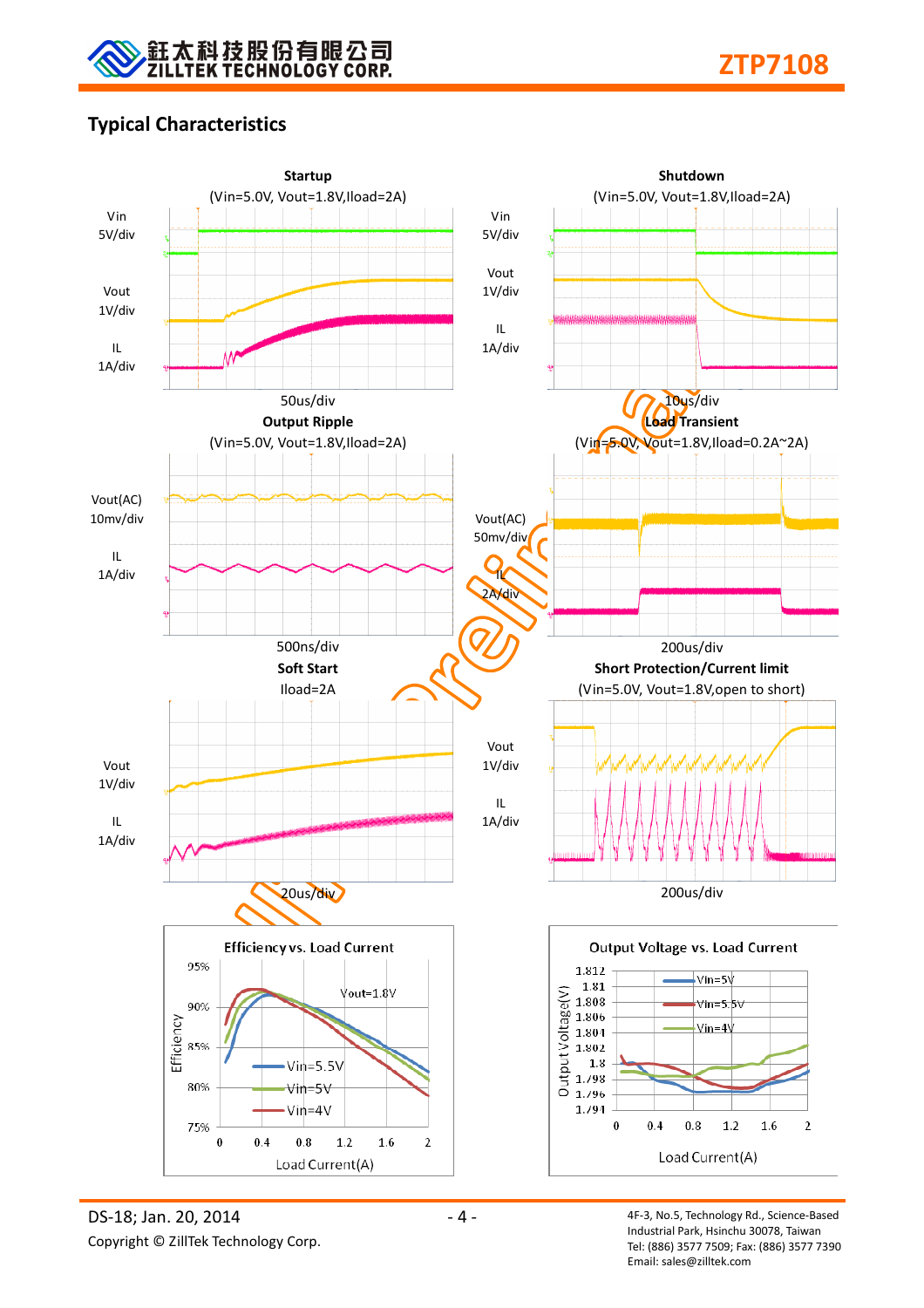## Typical Characteristics

**Startup**

(Vin=5.0V, Vout=1.8V,Iload=2A)

Vin 5V/div

Vout 1V/div

IL 1A/div

50us/div

**Shutdown**

(Vin=5.0V, Vout=1.8V,Iload=2A)

Vin 5V/div

Vout 1V/div

IL 1A/div

10us/div

**Output Ripple**

(Vin=5.0V, Vout=1.8V,Iload=2A)

Vout(AC) 10mv/div

IL 1A/div

500ns/div

**Load Transient**

(Vin=5.0V, Vout=1.8V,Iload=0.2A~2A)

Vout(AC) 50mv/div

IL 2A/div

200us/div

**Soft Start**

Iload=2A

Vout 1V/div

IL 1A/div

20us/div

**Short Protection/Current limit**

(Vin=5.0V, Vout=1.8V,open to short)

Vout 1V/div

IL 1A/div

200us/div

**Efficiency vs. Load Current**

Vout=1.8V

Efficiency: 95%, 90%, 85%, 80%, 75%

Vin=5.5V, Vin=5V, Vin=4V

Load Current(A): 0, 0.4, 0.8, 1.2, 1.6, 2

**Output Voltage vs. Load Current**

Output Voltage(V): 1.812, 1.81, 1.808, 1.806, 1.804, 1.802, 1.8, 1.798, 1.796, 1.794

Vin=5V, Vin=5.5V, Vin=4V

Load Current(A): 0, 0.4, 0.8, 1.2, 1.6, 2

DS-18; Jan. 20, 2014

Copyright © ZillTek Technology Corp.

4F-3, No.5, Technology Rd., Science-Based Industrial Park, Hsinchu 30078, Taiwan
Tel: (886) 3577 7509; Fax: (886) 3577 7390
Email: sales@zilltek.com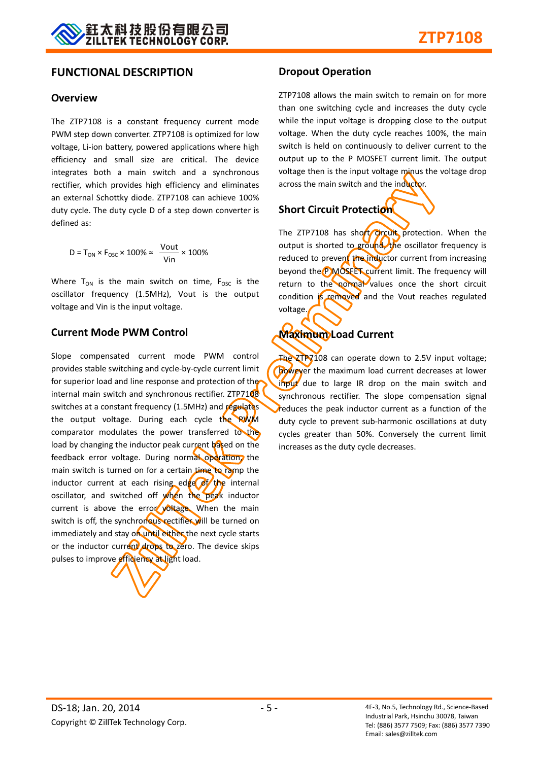## FUNCTIONAL DESCRIPTION

### Overview

The ZTP7108 is a constant frequency current mode PWM step down converter. ZTP7108 is optimized for low voltage, Li-ion battery, powered applications where high efficiency and small size are critical. The device integrates both a main switch and a synchronous rectifier, which provides high efficiency and eliminates an external Schottky diode. ZTP7108 can achieve 100% duty cycle. The duty cycle D of a step down converter is defined as:

$$D = T_{ON} \times F_{OSC} \times 100\% \approx \frac{Vout}{Vin} \times 100\%$$

Where $T_{ON}$ is the main switch on time, $F_{OSC}$ is the oscillator frequency (1.5MHz), Vout is the output voltage and Vin is the input voltage.

### Current Mode PWM Control

Slope compensated current mode PWM control provides stable switching and cycle-by-cycle current limit for superior load and line response and protection of the internal main switch and synchronous rectifier. ZTP7108 switches at a constant frequency (1.5MHz) and regulates the output voltage. During each cycle the PWM comparator modulates the power transferred to the load by changing the inductor peak current based on the feedback error voltage. During normal operation, the main switch is turned on for a certain time to ramp the inductor current at each rising edge of the internal oscillator, and switched off when the peak inductor current is above the error voltage. When the main switch is off, the synchronous rectifier will be turned on immediately and stay on until either the next cycle starts or the inductor current drops to zero. The device skips pulses to improve efficiency at light load.

### Dropout Operation

ZTP7108 allows the main switch to remain on for more than one switching cycle and increases the duty cycle while the input voltage is dropping close to the output voltage. When the duty cycle reaches 100%, the main switch is held on continuously to deliver current to the output up to the P MOSFET current limit. The output voltage then is the input voltage minus the voltage drop across the main switch and the inductor.

### Short Circuit Protection

The ZTP7108 has short circuit protection. When the output is shorted to ground, the oscillator frequency is reduced to prevent the inductor current from increasing beyond the P MOSFET current limit. The frequency will return to the normal values once the short circuit condition is removed and the Vout reaches regulated voltage.

### Maximum Load Current

The ZTP7108 can operate down to 2.5V input voltage; however the maximum load current decreases at lower input due to large IR drop on the main switch and synchronous rectifier. The slope compensation signal reduces the peak inductor current as a function of the duty cycle to prevent sub-harmonic oscillations at duty cycles greater than 50%. Conversely the current limit increases as the duty cycle decreases.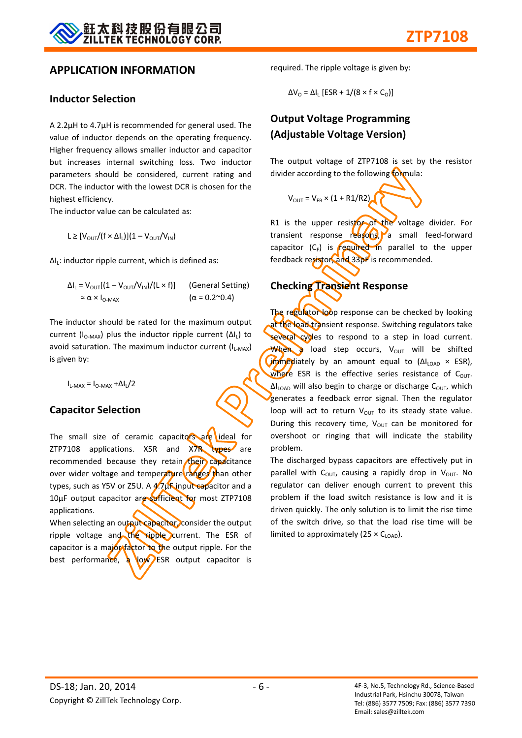## APPLICATION INFORMATION

### Inductor Selection

A 2.2µH to 4.7µH is recommended for general used. The value of inductor depends on the operating frequency. Higher frequency allows smaller inductor and capacitor but increases internal switching loss. Two inductor parameters should be considered, current rating and DCR. The inductor with the lowest DCR is chosen for the highest efficiency.

The inductor value can be calculated as:

$$L \geq [V_{OUT}/(f \times \Delta I_L)](1 - V_{OUT}/V_{IN})$$

$\Delta I_L$: inductor ripple current, which is defined as:

$$\Delta I_L = V_{OUT}[(1 - V_{OUT}/V_{IN})/(L \times f)] \quad \text{(General Setting)}$$

$$\approx \alpha \times I_{O\text{-}MAX} \quad (\alpha = 0.2\text{~}0.4)$$

The inductor should be rated for the maximum output current ($I_{O\text{-}MAX}$) plus the inductor ripple current ($\Delta I_L$) to avoid saturation. The maximum inductor current ($I_{L\text{-}MAX}$) is given by:

$$I_{L\text{-}MAX} = I_{O\text{-}MAX} + \Delta I_L/2$$

### Capacitor Selection

The small size of ceramic capacitors are ideal for ZTP7108 applications. X5R and X7R types are recommended because they retain their capacitance over wider voltage and temperature ranges than other types, such as Y5V or Z5U. A 4.7µF input capacitor and a 10µF output capacitor are sufficient for most ZTP7108 applications.

When selecting an output capacitor, consider the output ripple voltage and the ripple current. The ESR of capacitor is a major factor to the output ripple. For the best performance, a low ESR output capacitor is required. The ripple voltage is given by:

$$\Delta V_O = \Delta I_L [ESR + 1/(8 \times f \times C_O)]$$

### Output Voltage Programming (Adjustable Voltage Version)

The output voltage of ZTP7108 is set by the resistor divider according to the following formula:

$$V_{OUT} = V_{FB} \times (1 + R1/R2)$$

R1 is the upper resistor of the voltage divider. For transient response reasons, a small feed-forward capacitor ($C_F$) is required in parallel to the upper feedback resistor, and 33pF is recommended.

### Checking Transient Response

The regulator loop response can be checked by looking at the load transient response. Switching regulators take several cycles to respond to a step in load current. When a load step occurs, $V_{OUT}$ will be shifted immediately by an amount equal to ($\Delta I_{LOAD} \times ESR$), where ESR is the effective series resistance of $C_{OUT}$. $\Delta I_{LOAD}$ will also begin to charge or discharge $C_{OUT}$, which generates a feedback error signal. Then the regulator loop will act to return $V_{OUT}$ to its steady state value. During this recovery time, $V_{OUT}$ can be monitored for overshoot or ringing that will indicate the stability problem.

The discharged bypass capacitors are effectively put in parallel with $C_{OUT}$, causing a rapidly drop in $V_{OUT}$. No regulator can deliver enough current to prevent this problem if the load switch resistance is low and it is driven quickly. The only solution is to limit the rise time of the switch drive, so that the load rise time will be limited to approximately ($25 \times C_{LOAD}$).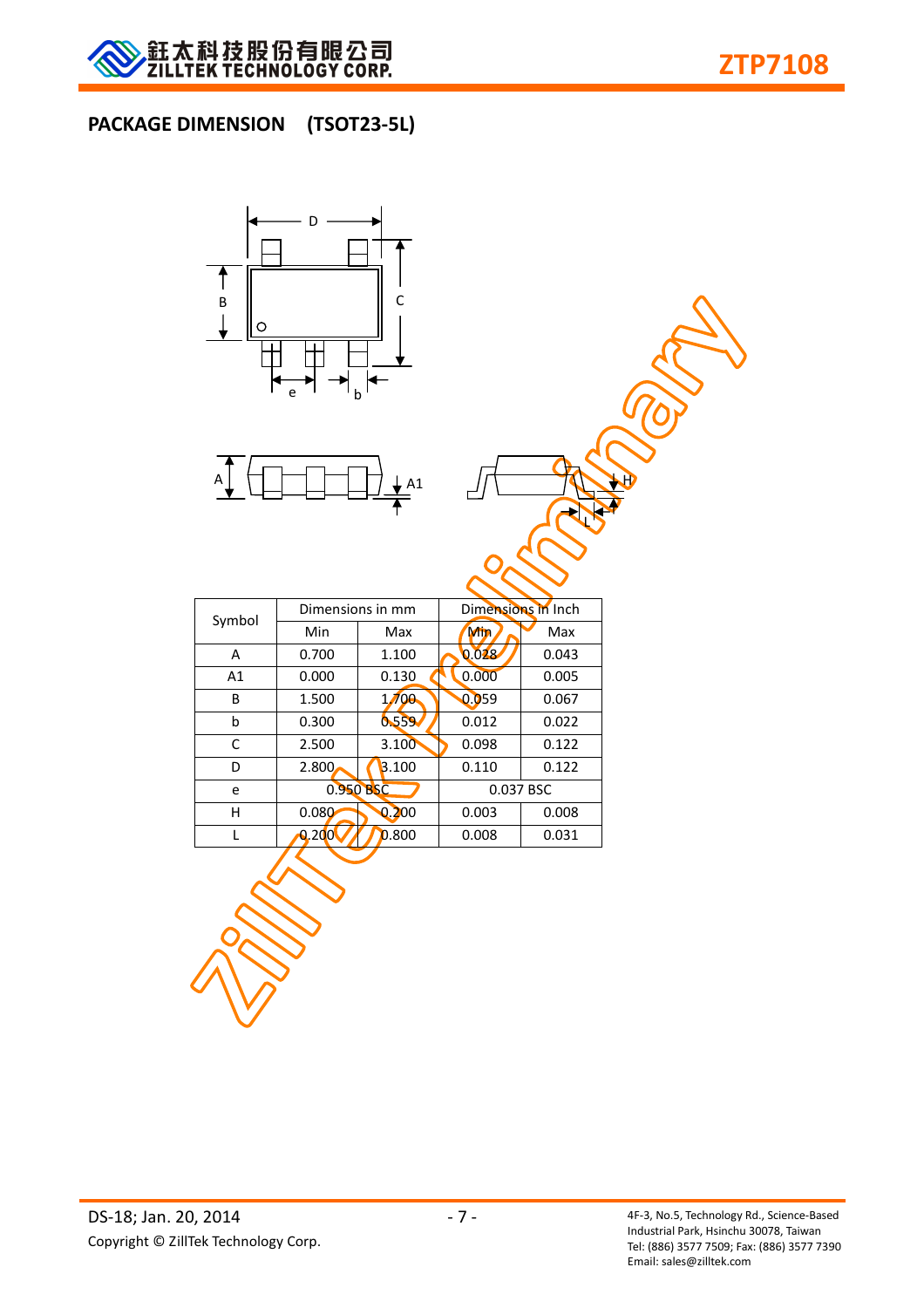## PACKAGE DIMENSION (TSOT23-5L)

D

B

C

e

b

A

A1

H

L

| Symbol | Dimensions in mm | | Dimensions in Inch | |
|---|---|---|---|---|
| | Min | Max | Min | Max |
| A | 0.700 | 1.100 | 0.028 | 0.043 |
| A1 | 0.000 | 0.130 | 0.000 | 0.005 |
| B | 1.500 | 1.700 | 0.059 | 0.067 |
| b | 0.300 | 0.559 | 0.012 | 0.022 |
| C | 2.500 | 3.100 | 0.098 | 0.122 |
| D | 2.800 | 3.100 | 0.110 | 0.122 |
| e | 0.950 BSC | | 0.037 BSC | |
| H | 0.080 | 0.200 | 0.003 | 0.008 |
| L | 0.200 | 0.800 | 0.008 | 0.031 |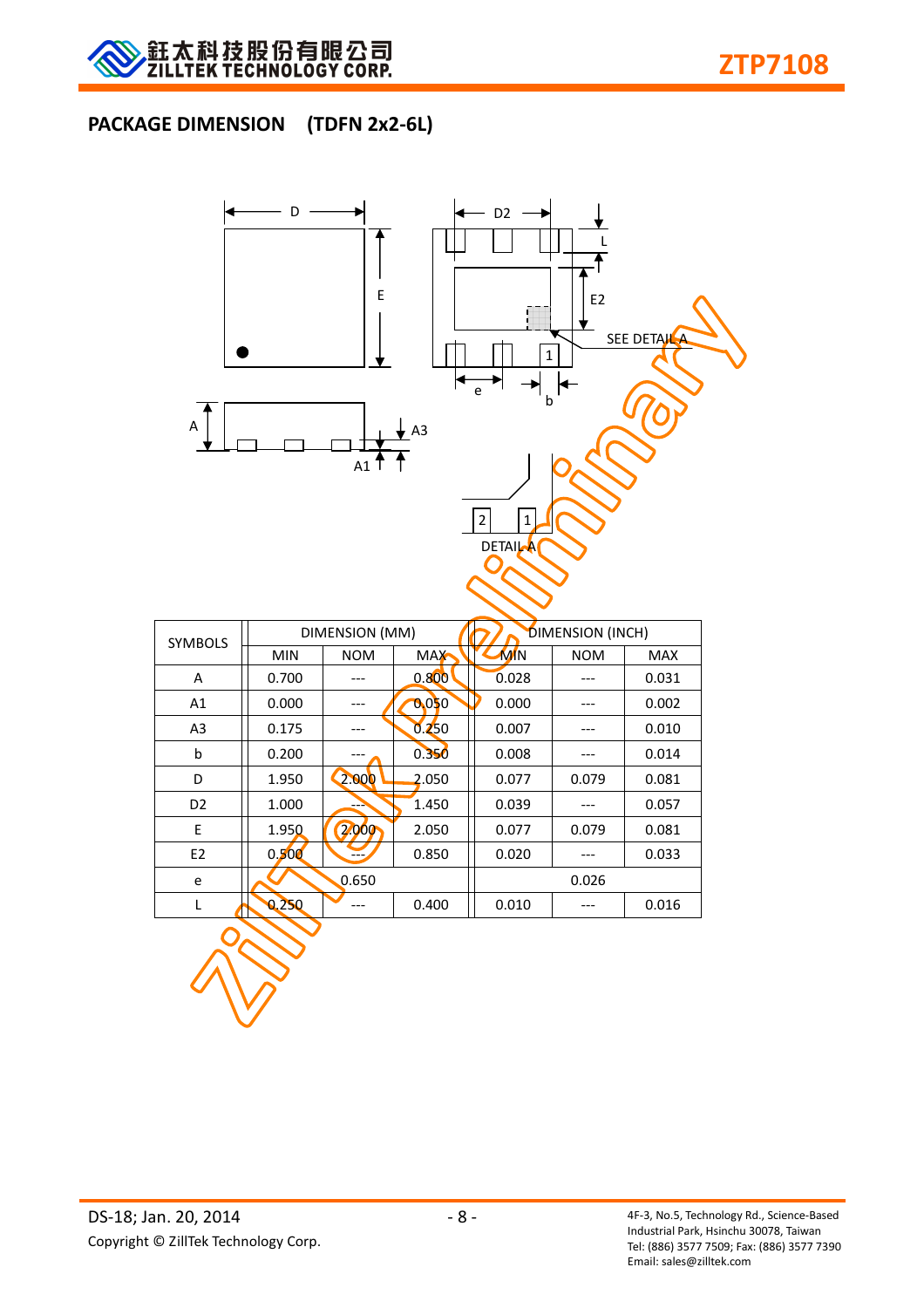## PACKAGE DIMENSION (TDFN 2x2-6L)

D

D2

L

E

E2

SEE DETAIL A

1

e

b

A

A3

A1

2

1

DETAIL A

| SYMBOLS | DIMENSION (MM) | | | DIMENSION (INCH) | | |
|---|---|---|---|---|---|---|
| | MIN | NOM | MAX | MIN | NOM | MAX |
| A | 0.700 | --- | 0.800 | 0.028 | --- | 0.031 |
| A1 | 0.000 | --- | 0.050 | 0.000 | --- | 0.002 |
| A3 | 0.175 | --- | 0.250 | 0.007 | --- | 0.010 |
| b | 0.200 | --- | 0.350 | 0.008 | --- | 0.014 |
| D | 1.950 | 2.000 | 2.050 | 0.077 | 0.079 | 0.081 |
| D2 | 1.000 | --- | 1.450 | 0.039 | --- | 0.057 |
| E | 1.950 | 2.000 | 2.050 | 0.077 | 0.079 | 0.081 |
| E2 | 0.500 | --- | 0.850 | 0.020 | --- | 0.033 |
| e | | 0.650 | | | 0.026 | |
| L | 0.250 | --- | 0.400 | 0.010 | --- | 0.016 |

DS-18; Jan. 20, 2014

Copyright © ZillTek Technology Corp.

4F-3, No.5, Technology Rd., Science-Based Industrial Park, Hsinchu 30078, Taiwan
Tel: (886) 3577 7509; Fax: (886) 3577 7390
Email: sales@zilltek.com